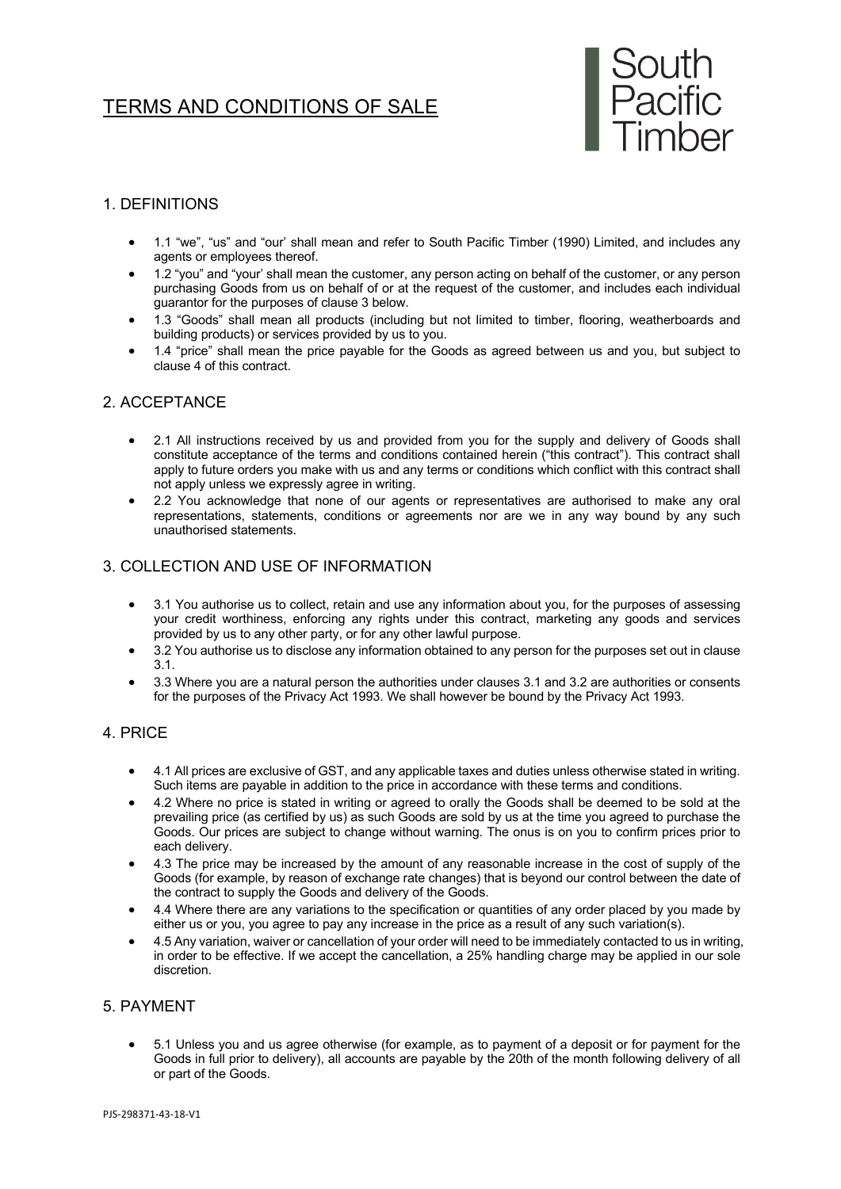# TERMS AND CONDITIONS OF SALE

South Pacific Timber

## 1. DEFINITIONS

- 1.1 "we", "us" and "our' shall mean and refer to South Pacific Timber (1990) Limited, and includes any agents or employees thereof.
- 1.2 "you" and "your' shall mean the customer, any person acting on behalf of the customer, or any person purchasing Goods from us on behalf of or at the request of the customer, and includes each individual guarantor for the purposes of clause 3 below.
- 1.3 "Goods" shall mean all products (including but not limited to timber, flooring, weatherboards and building products) or services provided by us to you.
- 1.4 "price" shall mean the price payable for the Goods as agreed between us and you, but subject to clause 4 of this contract.

## 2. ACCEPTANCE

- 2.1 All instructions received by us and provided from you for the supply and delivery of Goods shall constitute acceptance of the terms and conditions contained herein ("this contract"). This contract shall apply to future orders you make with us and any terms or conditions which conflict with this contract shall not apply unless we expressly agree in writing.
- 2.2 You acknowledge that none of our agents or representatives are authorised to make any oral representations, statements, conditions or agreements nor are we in any way bound by any such unauthorised statements.

## 3. COLLECTION AND USE OF INFORMATION

- 3.1 You authorise us to collect, retain and use any information about you, for the purposes of assessing your credit worthiness, enforcing any rights under this contract, marketing any goods and services provided by us to any other party, or for any other lawful purpose.
- 3.2 You authorise us to disclose any information obtained to any person for the purposes set out in clause 3.1.
- 3.3 Where you are a natural person the authorities under clauses 3.1 and 3.2 are authorities or consents for the purposes of the Privacy Act 1993. We shall however be bound by the Privacy Act 1993.

## 4. PRICE

- 4.1 All prices are exclusive of GST, and any applicable taxes and duties unless otherwise stated in writing. Such items are payable in addition to the price in accordance with these terms and conditions.
- 4.2 Where no price is stated in writing or agreed to orally the Goods shall be deemed to be sold at the prevailing price (as certified by us) as such Goods are sold by us at the time you agreed to purchase the Goods. Our prices are subject to change without warning. The onus is on you to confirm prices prior to each delivery.
- 4.3 The price may be increased by the amount of any reasonable increase in the cost of supply of the Goods (for example, by reason of exchange rate changes) that is beyond our control between the date of the contract to supply the Goods and delivery of the Goods.
- 4.4 Where there are any variations to the specification or quantities of any order placed by you made by either us or you, you agree to pay any increase in the price as a result of any such variation(s).
- 4.5 Any variation, waiver or cancellation of your order will need to be immediately contacted to us in writing, in order to be effective. If we accept the cancellation, a 25% handling charge may be applied in our sole discretion.

## 5. PAYMENT

- 5.1 Unless you and us agree otherwise (for example, as to payment of a deposit or for payment for the Goods in full prior to delivery), all accounts are payable by the 20th of the month following delivery of all or part of the Goods.

PJS-298371-43-18-V1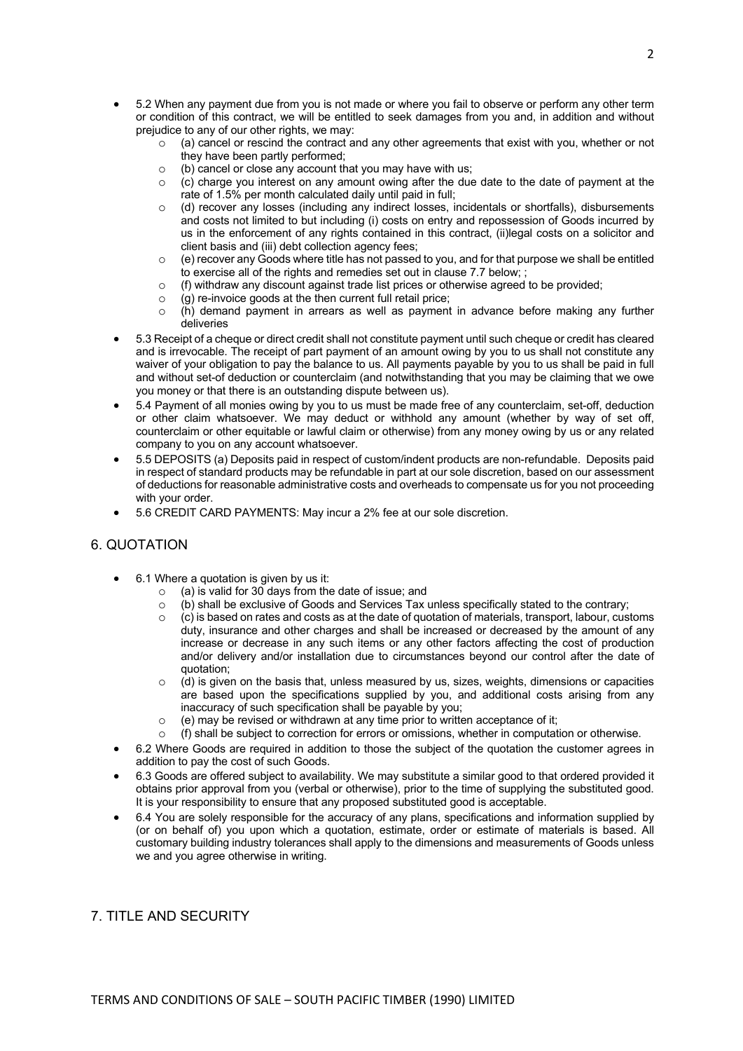- 5.2 When any payment due from you is not made or where you fail to observe or perform any other term or condition of this contract, we will be entitled to seek damages from you and, in addition and without prejudice to any of our other rights, we may:
  - (a) cancel or rescind the contract and any other agreements that exist with you, whether or not they have been partly performed;
  - (b) cancel or close any account that you may have with us;
  - (c) charge you interest on any amount owing after the due date to the date of payment at the rate of 1.5% per month calculated daily until paid in full;
  - (d) recover any losses (including any indirect losses, incidentals or shortfalls), disbursements and costs not limited to but including (i) costs on entry and repossession of Goods incurred by us in the enforcement of any rights contained in this contract, (ii)legal costs on a solicitor and client basis and (iii) debt collection agency fees;
  - (e) recover any Goods where title has not passed to you, and for that purpose we shall be entitled to exercise all of the rights and remedies set out in clause 7.7 below; ;
  - (f) withdraw any discount against trade list prices or otherwise agreed to be provided;
  - (g) re-invoice goods at the then current full retail price;
  - (h) demand payment in arrears as well as payment in advance before making any further deliveries
- 5.3 Receipt of a cheque or direct credit shall not constitute payment until such cheque or credit has cleared and is irrevocable. The receipt of part payment of an amount owing by you to us shall not constitute any waiver of your obligation to pay the balance to us. All payments payable by you to us shall be paid in full and without set-of deduction or counterclaim (and notwithstanding that you may be claiming that we owe you money or that there is an outstanding dispute between us).
- 5.4 Payment of all monies owing by you to us must be made free of any counterclaim, set-off, deduction or other claim whatsoever. We may deduct or withhold any amount (whether by way of set off, counterclaim or other equitable or lawful claim or otherwise) from any money owing by us or any related company to you on any account whatsoever.
- 5.5 DEPOSITS (a) Deposits paid in respect of custom/indent products are non-refundable. Deposits paid in respect of standard products may be refundable in part at our sole discretion, based on our assessment of deductions for reasonable administrative costs and overheads to compensate us for you not proceeding with your order.
- 5.6 CREDIT CARD PAYMENTS: May incur a 2% fee at our sole discretion.

## 6. QUOTATION

- 6.1 Where a quotation is given by us it:
  - (a) is valid for 30 days from the date of issue; and
  - (b) shall be exclusive of Goods and Services Tax unless specifically stated to the contrary;
  - (c) is based on rates and costs as at the date of quotation of materials, transport, labour, customs duty, insurance and other charges and shall be increased or decreased by the amount of any increase or decrease in any such items or any other factors affecting the cost of production and/or delivery and/or installation due to circumstances beyond our control after the date of quotation;
  - (d) is given on the basis that, unless measured by us, sizes, weights, dimensions or capacities are based upon the specifications supplied by you, and additional costs arising from any inaccuracy of such specification shall be payable by you;
  - (e) may be revised or withdrawn at any time prior to written acceptance of it;
  - (f) shall be subject to correction for errors or omissions, whether in computation or otherwise.
- 6.2 Where Goods are required in addition to those the subject of the quotation the customer agrees in addition to pay the cost of such Goods.
- 6.3 Goods are offered subject to availability. We may substitute a similar good to that ordered provided it obtains prior approval from you (verbal or otherwise), prior to the time of supplying the substituted good. It is your responsibility to ensure that any proposed substituted good is acceptable.
- 6.4 You are solely responsible for the accuracy of any plans, specifications and information supplied by (or on behalf of) you upon which a quotation, estimate, order or estimate of materials is based. All customary building industry tolerances shall apply to the dimensions and measurements of Goods unless we and you agree otherwise in writing.

## 7. TITLE AND SECURITY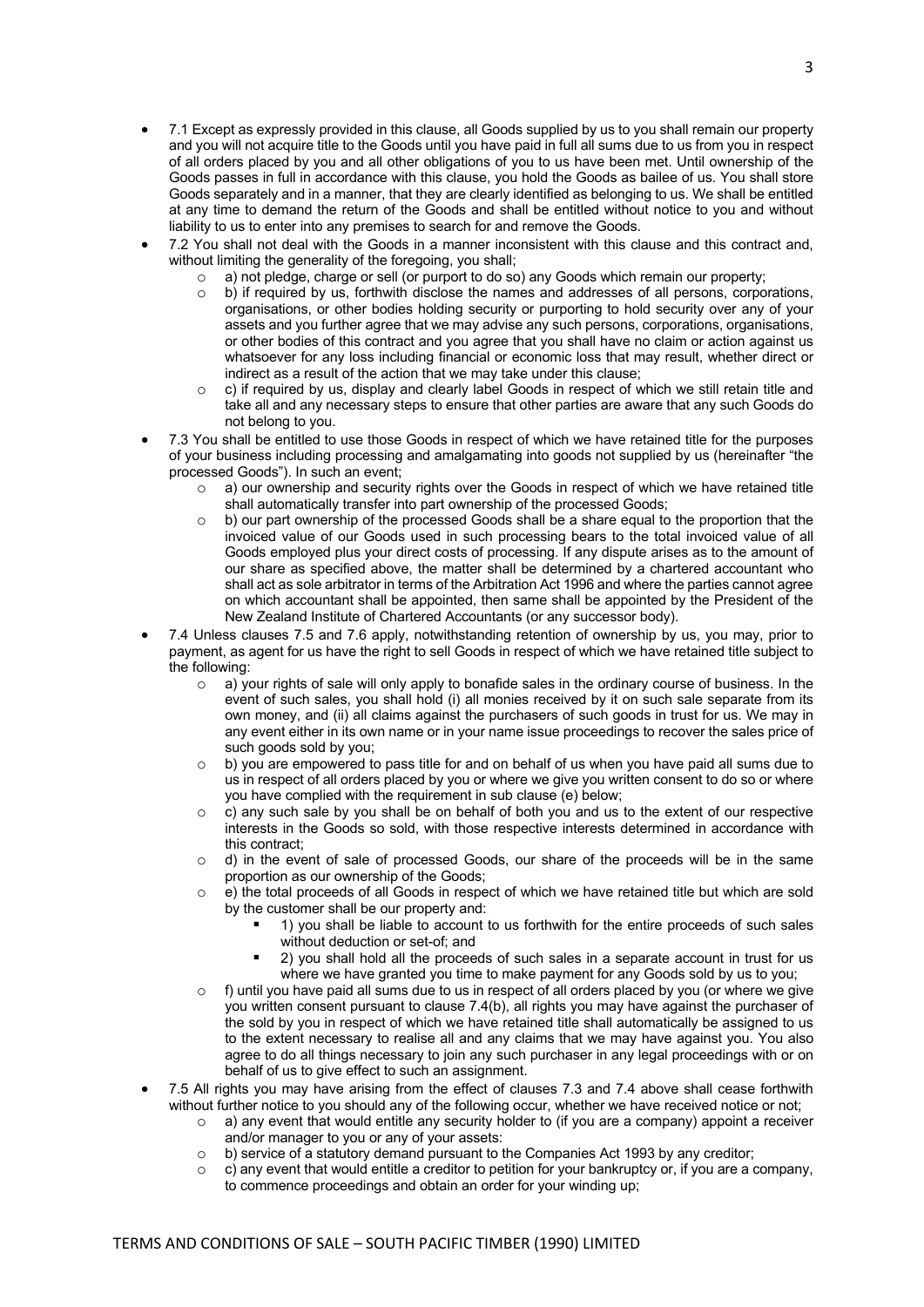- 7.1 Except as expressly provided in this clause, all Goods supplied by us to you shall remain our property and you will not acquire title to the Goods until you have paid in full all sums due to us from you in respect of all orders placed by you and all other obligations of you to us have been met. Until ownership of the Goods passes in full in accordance with this clause, you hold the Goods as bailee of us. You shall store Goods separately and in a manner, that they are clearly identified as belonging to us. We shall be entitled at any time to demand the return of the Goods and shall be entitled without notice to you and without liability to us to enter into any premises to search for and remove the Goods.
- 7.2 You shall not deal with the Goods in a manner inconsistent with this clause and this contract and, without limiting the generality of the foregoing, you shall;
  - a) not pledge, charge or sell (or purport to do so) any Goods which remain our property;
  - b) if required by us, forthwith disclose the names and addresses of all persons, corporations, organisations, or other bodies holding security or purporting to hold security over any of your assets and you further agree that we may advise any such persons, corporations, organisations, or other bodies of this contract and you agree that you shall have no claim or action against us whatsoever for any loss including financial or economic loss that may result, whether direct or indirect as a result of the action that we may take under this clause;
  - c) if required by us, display and clearly label Goods in respect of which we still retain title and take all and any necessary steps to ensure that other parties are aware that any such Goods do not belong to you.
- 7.3 You shall be entitled to use those Goods in respect of which we have retained title for the purposes of your business including processing and amalgamating into goods not supplied by us (hereinafter "the processed Goods"). In such an event;
  - a) our ownership and security rights over the Goods in respect of which we have retained title shall automatically transfer into part ownership of the processed Goods;
  - b) our part ownership of the processed Goods shall be a share equal to the proportion that the invoiced value of our Goods used in such processing bears to the total invoiced value of all Goods employed plus your direct costs of processing. If any dispute arises as to the amount of our share as specified above, the matter shall be determined by a chartered accountant who shall act as sole arbitrator in terms of the Arbitration Act 1996 and where the parties cannot agree on which accountant shall be appointed, then same shall be appointed by the President of the New Zealand Institute of Chartered Accountants (or any successor body).
- 7.4 Unless clauses 7.5 and 7.6 apply, notwithstanding retention of ownership by us, you may, prior to payment, as agent for us have the right to sell Goods in respect of which we have retained title subject to the following:
  - a) your rights of sale will only apply to bonafide sales in the ordinary course of business. In the event of such sales, you shall hold (i) all monies received by it on such sale separate from its own money, and (ii) all claims against the purchasers of such goods in trust for us. We may in any event either in its own name or in your name issue proceedings to recover the sales price of such goods sold by you;
  - b) you are empowered to pass title for and on behalf of us when you have paid all sums due to us in respect of all orders placed by you or where we give you written consent to do so or where you have complied with the requirement in sub clause (e) below;
  - c) any such sale by you shall be on behalf of both you and us to the extent of our respective interests in the Goods so sold, with those respective interests determined in accordance with this contract;
  - d) in the event of sale of processed Goods, our share of the proceeds will be in the same proportion as our ownership of the Goods;
  - e) the total proceeds of all Goods in respect of which we have retained title but which are sold by the customer shall be our property and:
    - 1) you shall be liable to account to us forthwith for the entire proceeds of such sales without deduction or set-of; and
    - 2) you shall hold all the proceeds of such sales in a separate account in trust for us where we have granted you time to make payment for any Goods sold by us to you;
  - f) until you have paid all sums due to us in respect of all orders placed by you (or where we give you written consent pursuant to clause 7.4(b), all rights you may have against the purchaser of the sold by you in respect of which we have retained title shall automatically be assigned to us to the extent necessary to realise all and any claims that we may have against you. You also agree to do all things necessary to join any such purchaser in any legal proceedings with or on behalf of us to give effect to such an assignment.
- 7.5 All rights you may have arising from the effect of clauses 7.3 and 7.4 above shall cease forthwith without further notice to you should any of the following occur, whether we have received notice or not;
  - a) any event that would entitle any security holder to (if you are a company) appoint a receiver and/or manager to you or any of your assets:
  - b) service of a statutory demand pursuant to the Companies Act 1993 by any creditor;
  - c) any event that would entitle a creditor to petition for your bankruptcy or, if you are a company, to commence proceedings and obtain an order for your winding up;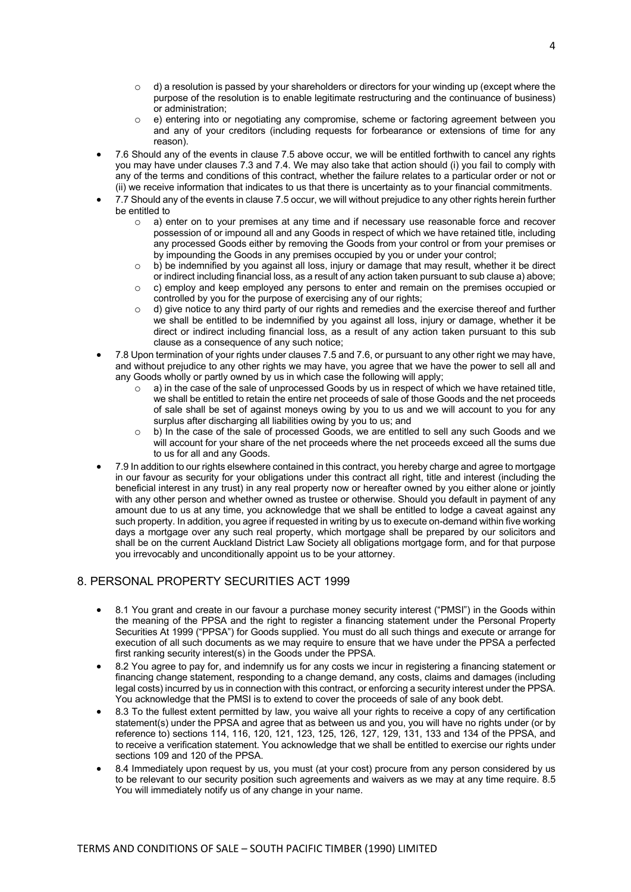- d) a resolution is passed by your shareholders or directors for your winding up (except where the purpose of the resolution is to enable legitimate restructuring and the continuance of business) or administration;
  - e) entering into or negotiating any compromise, scheme or factoring agreement between you and any of your creditors (including requests for forbearance or extensions of time for any reason).
- 7.6 Should any of the events in clause 7.5 above occur, we will be entitled forthwith to cancel any rights you may have under clauses 7.3 and 7.4. We may also take that action should (i) you fail to comply with any of the terms and conditions of this contract, whether the failure relates to a particular order or not or (ii) we receive information that indicates to us that there is uncertainty as to your financial commitments.
- 7.7 Should any of the events in clause 7.5 occur, we will without prejudice to any other rights herein further be entitled to
  - a) enter on to your premises at any time and if necessary use reasonable force and recover possession of or impound all and any Goods in respect of which we have retained title, including any processed Goods either by removing the Goods from your control or from your premises or by impounding the Goods in any premises occupied by you or under your control;
  - b) be indemnified by you against all loss, injury or damage that may result, whether it be direct or indirect including financial loss, as a result of any action taken pursuant to sub clause a) above;
  - c) employ and keep employed any persons to enter and remain on the premises occupied or controlled by you for the purpose of exercising any of our rights;
  - d) give notice to any third party of our rights and remedies and the exercise thereof and further we shall be entitled to be indemnified by you against all loss, injury or damage, whether it be direct or indirect including financial loss, as a result of any action taken pursuant to this sub clause as a consequence of any such notice;
- 7.8 Upon termination of your rights under clauses 7.5 and 7.6, or pursuant to any other right we may have, and without prejudice to any other rights we may have, you agree that we have the power to sell all and any Goods wholly or partly owned by us in which case the following will apply;
  - a) in the case of the sale of unprocessed Goods by us in respect of which we have retained title, we shall be entitled to retain the entire net proceeds of sale of those Goods and the net proceeds of sale shall be set of against moneys owing by you to us and we will account to you for any surplus after discharging all liabilities owing by you to us; and
  - b) In the case of the sale of processed Goods, we are entitled to sell any such Goods and we will account for your share of the net proceeds where the net proceeds exceed all the sums due to us for all and any Goods.
- 7.9 In addition to our rights elsewhere contained in this contract, you hereby charge and agree to mortgage in our favour as security for your obligations under this contract all right, title and interest (including the beneficial interest in any trust) in any real property now or hereafter owned by you either alone or jointly with any other person and whether owned as trustee or otherwise. Should you default in payment of any amount due to us at any time, you acknowledge that we shall be entitled to lodge a caveat against any such property. In addition, you agree if requested in writing by us to execute on-demand within five working days a mortgage over any such real property, which mortgage shall be prepared by our solicitors and shall be on the current Auckland District Law Society all obligations mortgage form, and for that purpose you irrevocably and unconditionally appoint us to be your attorney.

## 8. PERSONAL PROPERTY SECURITIES ACT 1999

- 8.1 You grant and create in our favour a purchase money security interest ("PMSI") in the Goods within the meaning of the PPSA and the right to register a financing statement under the Personal Property Securities At 1999 ("PPSA") for Goods supplied. You must do all such things and execute or arrange for execution of all such documents as we may require to ensure that we have under the PPSA a perfected first ranking security interest(s) in the Goods under the PPSA.
- 8.2 You agree to pay for, and indemnify us for any costs we incur in registering a financing statement or financing change statement, responding to a change demand, any costs, claims and damages (including legal costs) incurred by us in connection with this contract, or enforcing a security interest under the PPSA. You acknowledge that the PMSI is to extend to cover the proceeds of sale of any book debt.
- 8.3 To the fullest extent permitted by law, you waive all your rights to receive a copy of any certification statement(s) under the PPSA and agree that as between us and you, you will have no rights under (or by reference to) sections 114, 116, 120, 121, 123, 125, 126, 127, 129, 131, 133 and 134 of the PPSA, and to receive a verification statement. You acknowledge that we shall be entitled to exercise our rights under sections 109 and 120 of the PPSA.
- 8.4 Immediately upon request by us, you must (at your cost) procure from any person considered by us to be relevant to our security position such agreements and waivers as we may at any time require. 8.5 You will immediately notify us of any change in your name.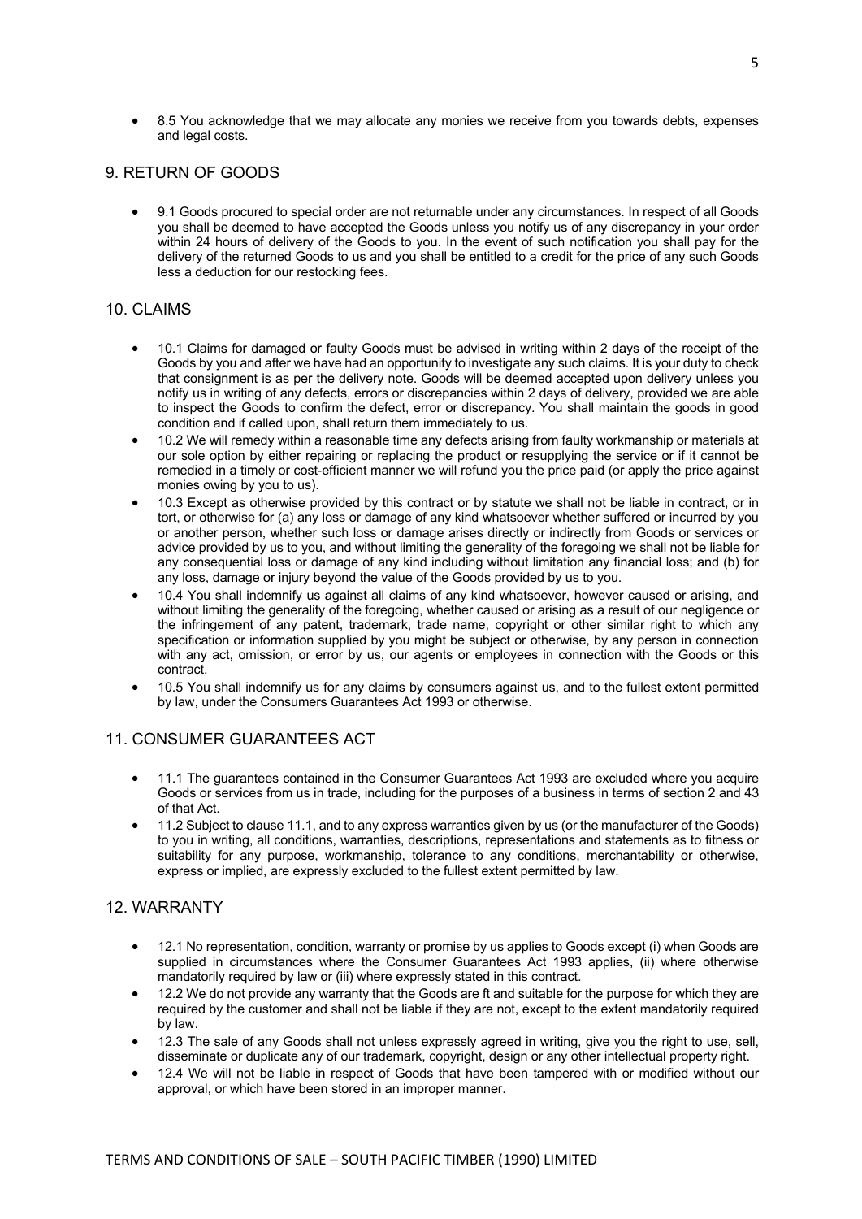- 8.5 You acknowledge that we may allocate any monies we receive from you towards debts, expenses and legal costs.

## 9. RETURN OF GOODS

- 9.1 Goods procured to special order are not returnable under any circumstances. In respect of all Goods you shall be deemed to have accepted the Goods unless you notify us of any discrepancy in your order within 24 hours of delivery of the Goods to you. In the event of such notification you shall pay for the delivery of the returned Goods to us and you shall be entitled to a credit for the price of any such Goods less a deduction for our restocking fees.

## 10. CLAIMS

- 10.1 Claims for damaged or faulty Goods must be advised in writing within 2 days of the receipt of the Goods by you and after we have had an opportunity to investigate any such claims. It is your duty to check that consignment is as per the delivery note. Goods will be deemed accepted upon delivery unless you notify us in writing of any defects, errors or discrepancies within 2 days of delivery, provided we are able to inspect the Goods to confirm the defect, error or discrepancy. You shall maintain the goods in good condition and if called upon, shall return them immediately to us.
- 10.2 We will remedy within a reasonable time any defects arising from faulty workmanship or materials at our sole option by either repairing or replacing the product or resupplying the service or if it cannot be remedied in a timely or cost-efficient manner we will refund you the price paid (or apply the price against monies owing by you to us).
- 10.3 Except as otherwise provided by this contract or by statute we shall not be liable in contract, or in tort, or otherwise for (a) any loss or damage of any kind whatsoever whether suffered or incurred by you or another person, whether such loss or damage arises directly or indirectly from Goods or services or advice provided by us to you, and without limiting the generality of the foregoing we shall not be liable for any consequential loss or damage of any kind including without limitation any financial loss; and (b) for any loss, damage or injury beyond the value of the Goods provided by us to you.
- 10.4 You shall indemnify us against all claims of any kind whatsoever, however caused or arising, and without limiting the generality of the foregoing, whether caused or arising as a result of our negligence or the infringement of any patent, trademark, trade name, copyright or other similar right to which any specification or information supplied by you might be subject or otherwise, by any person in connection with any act, omission, or error by us, our agents or employees in connection with the Goods or this contract.
- 10.5 You shall indemnify us for any claims by consumers against us, and to the fullest extent permitted by law, under the Consumers Guarantees Act 1993 or otherwise.

## 11. CONSUMER GUARANTEES ACT

- 11.1 The guarantees contained in the Consumer Guarantees Act 1993 are excluded where you acquire Goods or services from us in trade, including for the purposes of a business in terms of section 2 and 43 of that Act.
- 11.2 Subject to clause 11.1, and to any express warranties given by us (or the manufacturer of the Goods) to you in writing, all conditions, warranties, descriptions, representations and statements as to fitness or suitability for any purpose, workmanship, tolerance to any conditions, merchantability or otherwise, express or implied, are expressly excluded to the fullest extent permitted by law.

## 12. WARRANTY

- 12.1 No representation, condition, warranty or promise by us applies to Goods except (i) when Goods are supplied in circumstances where the Consumer Guarantees Act 1993 applies, (ii) where otherwise mandatorily required by law or (iii) where expressly stated in this contract.
- 12.2 We do not provide any warranty that the Goods are ft and suitable for the purpose for which they are required by the customer and shall not be liable if they are not, except to the extent mandatorily required by law.
- 12.3 The sale of any Goods shall not unless expressly agreed in writing, give you the right to use, sell, disseminate or duplicate any of our trademark, copyright, design or any other intellectual property right.
- 12.4 We will not be liable in respect of Goods that have been tampered with or modified without our approval, or which have been stored in an improper manner.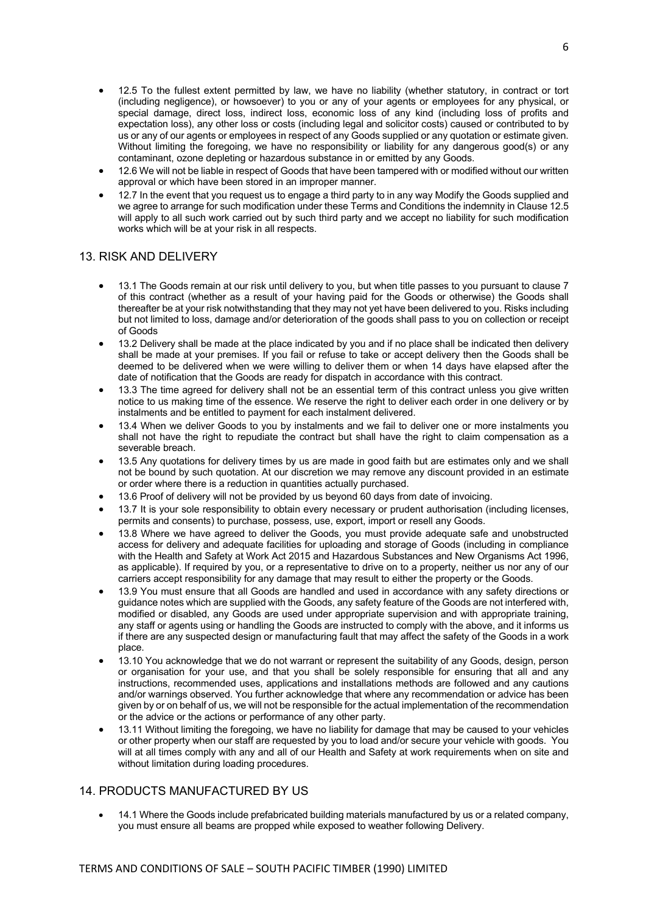- 12.5 To the fullest extent permitted by law, we have no liability (whether statutory, in contract or tort (including negligence), or howsoever) to you or any of your agents or employees for any physical, or special damage, direct loss, indirect loss, economic loss of any kind (including loss of profits and expectation loss), any other loss or costs (including legal and solicitor costs) caused or contributed to by us or any of our agents or employees in respect of any Goods supplied or any quotation or estimate given. Without limiting the foregoing, we have no responsibility or liability for any dangerous good(s) or any contaminant, ozone depleting or hazardous substance in or emitted by any Goods.
- 12.6 We will not be liable in respect of Goods that have been tampered with or modified without our written approval or which have been stored in an improper manner.
- 12.7 In the event that you request us to engage a third party to in any way Modify the Goods supplied and we agree to arrange for such modification under these Terms and Conditions the indemnity in Clause 12.5 will apply to all such work carried out by such third party and we accept no liability for such modification works which will be at your risk in all respects.

## 13. RISK AND DELIVERY

- 13.1 The Goods remain at our risk until delivery to you, but when title passes to you pursuant to clause 7 of this contract (whether as a result of your having paid for the Goods or otherwise) the Goods shall thereafter be at your risk notwithstanding that they may not yet have been delivered to you. Risks including but not limited to loss, damage and/or deterioration of the goods shall pass to you on collection or receipt of Goods
- 13.2 Delivery shall be made at the place indicated by you and if no place shall be indicated then delivery shall be made at your premises. If you fail or refuse to take or accept delivery then the Goods shall be deemed to be delivered when we were willing to deliver them or when 14 days have elapsed after the date of notification that the Goods are ready for dispatch in accordance with this contract.
- 13.3 The time agreed for delivery shall not be an essential term of this contract unless you give written notice to us making time of the essence. We reserve the right to deliver each order in one delivery or by instalments and be entitled to payment for each instalment delivered.
- 13.4 When we deliver Goods to you by instalments and we fail to deliver one or more instalments you shall not have the right to repudiate the contract but shall have the right to claim compensation as a severable breach.
- 13.5 Any quotations for delivery times by us are made in good faith but are estimates only and we shall not be bound by such quotation. At our discretion we may remove any discount provided in an estimate or order where there is a reduction in quantities actually purchased.
- 13.6 Proof of delivery will not be provided by us beyond 60 days from date of invoicing.
- 13.7 It is your sole responsibility to obtain every necessary or prudent authorisation (including licenses, permits and consents) to purchase, possess, use, export, import or resell any Goods.
- 13.8 Where we have agreed to deliver the Goods, you must provide adequate safe and unobstructed access for delivery and adequate facilities for uploading and storage of Goods (including in compliance with the Health and Safety at Work Act 2015 and Hazardous Substances and New Organisms Act 1996, as applicable). If required by you, or a representative to drive on to a property, neither us nor any of our carriers accept responsibility for any damage that may result to either the property or the Goods.
- 13.9 You must ensure that all Goods are handled and used in accordance with any safety directions or guidance notes which are supplied with the Goods, any safety feature of the Goods are not interfered with, modified or disabled, any Goods are used under appropriate supervision and with appropriate training, any staff or agents using or handling the Goods are instructed to comply with the above, and it informs us if there are any suspected design or manufacturing fault that may affect the safety of the Goods in a work place.
- 13.10 You acknowledge that we do not warrant or represent the suitability of any Goods, design, person or organisation for your use, and that you shall be solely responsible for ensuring that all and any instructions, recommended uses, applications and installations methods are followed and any cautions and/or warnings observed. You further acknowledge that where any recommendation or advice has been given by or on behalf of us, we will not be responsible for the actual implementation of the recommendation or the advice or the actions or performance of any other party.
- 13.11 Without limiting the foregoing, we have no liability for damage that may be caused to your vehicles or other property when our staff are requested by you to load and/or secure your vehicle with goods. You will at all times comply with any and all of our Health and Safety at work requirements when on site and without limitation during loading procedures.

## 14. PRODUCTS MANUFACTURED BY US

- 14.1 Where the Goods include prefabricated building materials manufactured by us or a related company, you must ensure all beams are propped while exposed to weather following Delivery.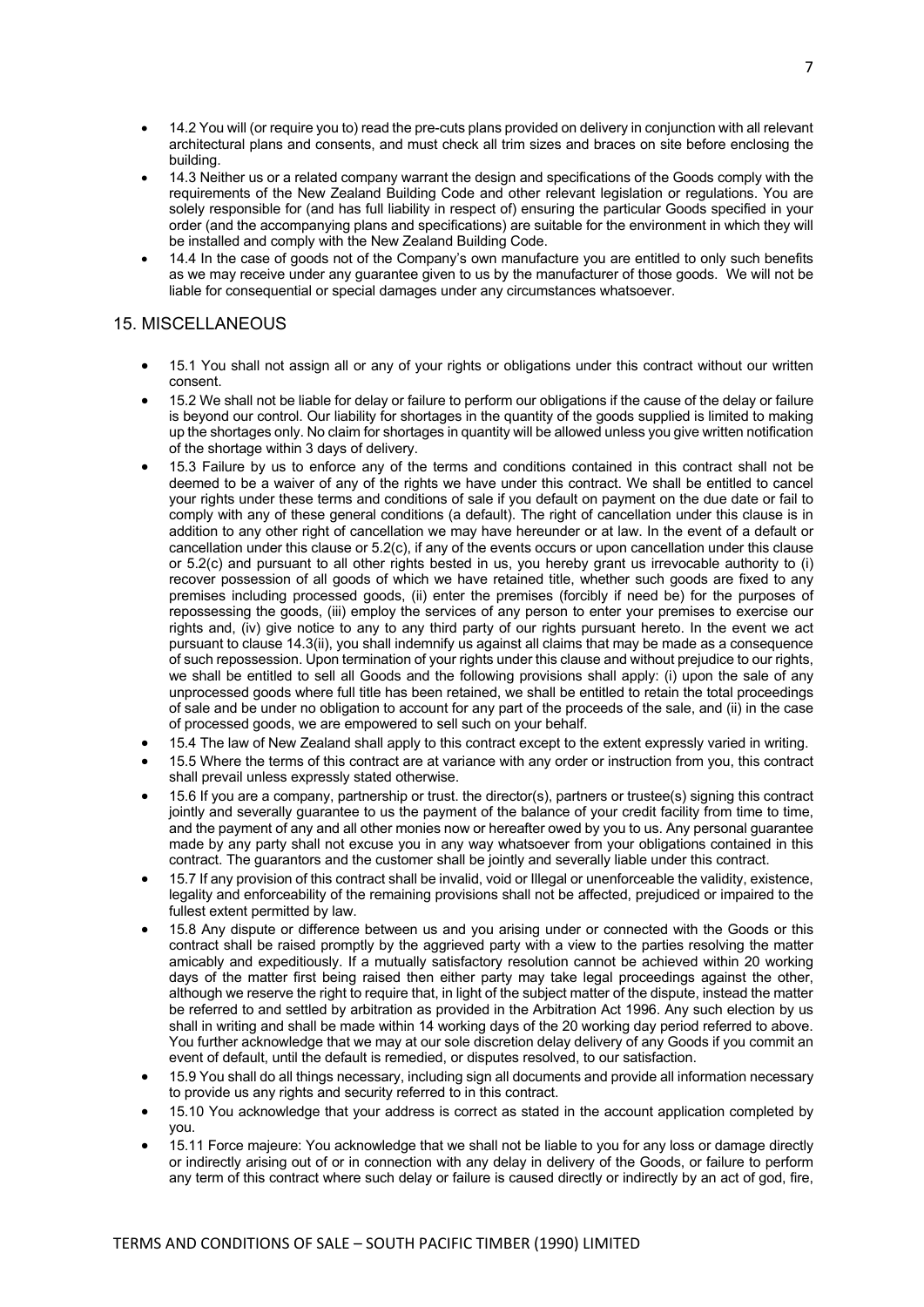- 14.2 You will (or require you to) read the pre-cuts plans provided on delivery in conjunction with all relevant architectural plans and consents, and must check all trim sizes and braces on site before enclosing the building.
- 14.3 Neither us or a related company warrant the design and specifications of the Goods comply with the requirements of the New Zealand Building Code and other relevant legislation or regulations. You are solely responsible for (and has full liability in respect of) ensuring the particular Goods specified in your order (and the accompanying plans and specifications) are suitable for the environment in which they will be installed and comply with the New Zealand Building Code.
- 14.4 In the case of goods not of the Company's own manufacture you are entitled to only such benefits as we may receive under any guarantee given to us by the manufacturer of those goods. We will not be liable for consequential or special damages under any circumstances whatsoever.

## 15. MISCELLANEOUS

- 15.1 You shall not assign all or any of your rights or obligations under this contract without our written consent.
- 15.2 We shall not be liable for delay or failure to perform our obligations if the cause of the delay or failure is beyond our control. Our liability for shortages in the quantity of the goods supplied is limited to making up the shortages only. No claim for shortages in quantity will be allowed unless you give written notification of the shortage within 3 days of delivery.
- 15.3 Failure by us to enforce any of the terms and conditions contained in this contract shall not be deemed to be a waiver of any of the rights we have under this contract. We shall be entitled to cancel your rights under these terms and conditions of sale if you default on payment on the due date or fail to comply with any of these general conditions (a default). The right of cancellation under this clause is in addition to any other right of cancellation we may have hereunder or at law. In the event of a default or cancellation under this clause or 5.2(c), if any of the events occurs or upon cancellation under this clause or 5.2(c) and pursuant to all other rights bested in us, you hereby grant us irrevocable authority to (i) recover possession of all goods of which we have retained title, whether such goods are fixed to any premises including processed goods, (ii) enter the premises (forcibly if need be) for the purposes of repossessing the goods, (iii) employ the services of any person to enter your premises to exercise our rights and, (iv) give notice to any to any third party of our rights pursuant hereto. In the event we act pursuant to clause 14.3(ii), you shall indemnify us against all claims that may be made as a consequence of such repossession. Upon termination of your rights under this clause and without prejudice to our rights, we shall be entitled to sell all Goods and the following provisions shall apply: (i) upon the sale of any unprocessed goods where full title has been retained, we shall be entitled to retain the total proceedings of sale and be under no obligation to account for any part of the proceeds of the sale, and (ii) in the case of processed goods, we are empowered to sell such on your behalf.
- 15.4 The law of New Zealand shall apply to this contract except to the extent expressly varied in writing.
- 15.5 Where the terms of this contract are at variance with any order or instruction from you, this contract shall prevail unless expressly stated otherwise.
- 15.6 If you are a company, partnership or trust. the director(s), partners or trustee(s) signing this contract jointly and severally guarantee to us the payment of the balance of your credit facility from time to time, and the payment of any and all other monies now or hereafter owed by you to us. Any personal guarantee made by any party shall not excuse you in any way whatsoever from your obligations contained in this contract. The guarantors and the customer shall be jointly and severally liable under this contract.
- 15.7 If any provision of this contract shall be invalid, void or Illegal or unenforceable the validity, existence, legality and enforceability of the remaining provisions shall not be affected, prejudiced or impaired to the fullest extent permitted by law.
- 15.8 Any dispute or difference between us and you arising under or connected with the Goods or this contract shall be raised promptly by the aggrieved party with a view to the parties resolving the matter amicably and expeditiously. If a mutually satisfactory resolution cannot be achieved within 20 working days of the matter first being raised then either party may take legal proceedings against the other, although we reserve the right to require that, in light of the subject matter of the dispute, instead the matter be referred to and settled by arbitration as provided in the Arbitration Act 1996. Any such election by us shall in writing and shall be made within 14 working days of the 20 working day period referred to above. You further acknowledge that we may at our sole discretion delay delivery of any Goods if you commit an event of default, until the default is remedied, or disputes resolved, to our satisfaction.
- 15.9 You shall do all things necessary, including sign all documents and provide all information necessary to provide us any rights and security referred to in this contract.
- 15.10 You acknowledge that your address is correct as stated in the account application completed by you.
- 15.11 Force majeure: You acknowledge that we shall not be liable to you for any loss or damage directly or indirectly arising out of or in connection with any delay in delivery of the Goods, or failure to perform any term of this contract where such delay or failure is caused directly or indirectly by an act of god, fire,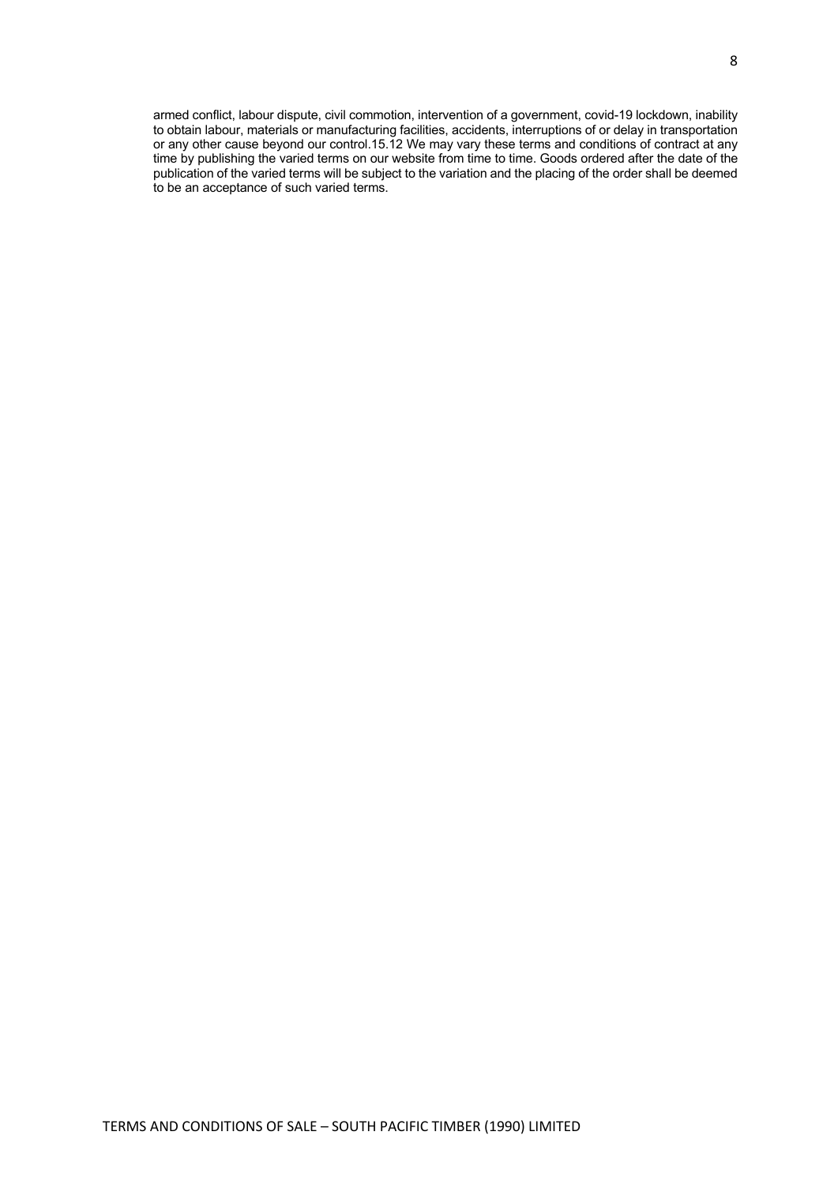armed conflict, labour dispute, civil commotion, intervention of a government, covid-19 lockdown, inability to obtain labour, materials or manufacturing facilities, accidents, interruptions of or delay in transportation or any other cause beyond our control.15.12 We may vary these terms and conditions of contract at any time by publishing the varied terms on our website from time to time. Goods ordered after the date of the publication of the varied terms will be subject to the variation and the placing of the order shall be deemed to be an acceptance of such varied terms.